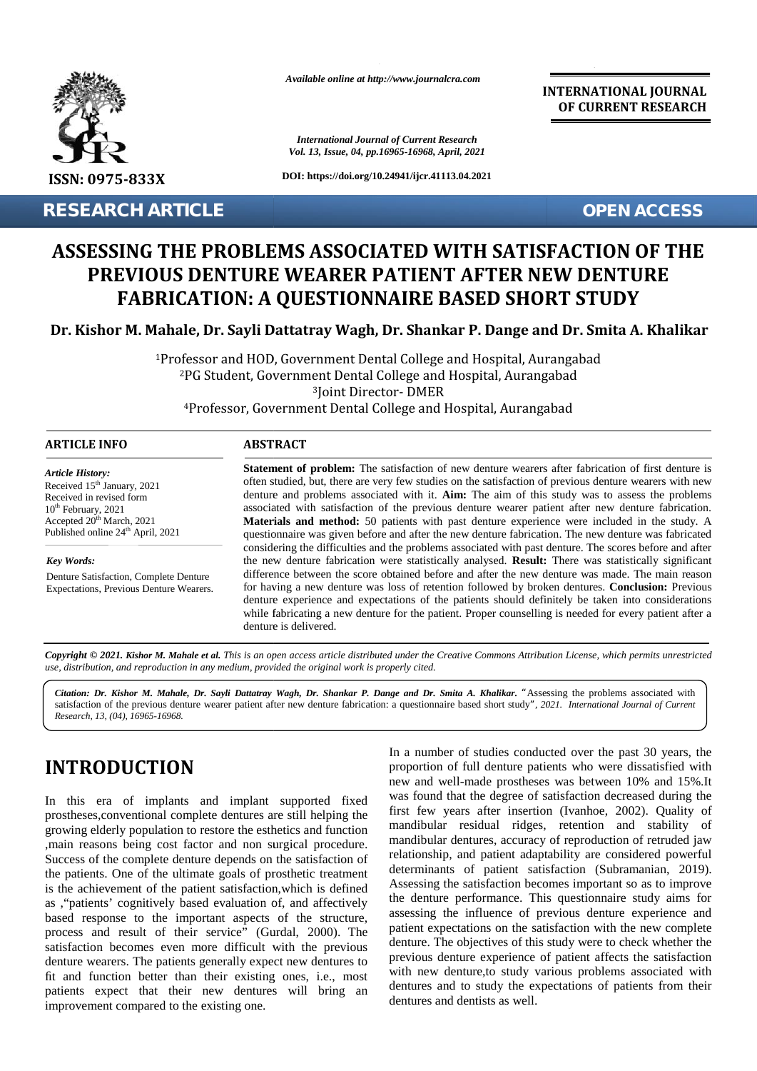*Available online at http://www.journalcra.com*

**INTERNATIONAL JOURNAL OF CURRENT RESEARCH**

*International Journal of Current Research*
*Vol. 13, Issue, 04, pp.16965-16968, April, 2021*

**DOI: https://doi.org/10.24941/ijcr.41113.04.2021**

**ISSN: 0975-833X**

**RESEARCH ARTICLE** **OPEN ACCESS**

# ASSESSING THE PROBLEMS ASSOCIATED WITH SATISFACTION OF THE PREVIOUS DENTURE WEARER PATIENT AFTER NEW DENTURE FABRICATION: A QUESTIONNAIRE BASED SHORT STUDY

**Dr. Kishor M. Mahale, Dr. Sayli Dattatray Wagh, Dr. Shankar P. Dange and Dr. Smita A. Khalikar**

[1]Professor and HOD, Government Dental College and Hospital, Aurangabad
[2]PG Student, Government Dental College and Hospital, Aurangabad
[3]Joint Director- DMER
[4]Professor, Government Dental College and Hospital, Aurangabad

## ARTICLE INFO

*Article History:*
Received 15th January, 2021
Received in revised form
10th February, 2021
Accepted 20th March, 2021
Published online 24th April, 2021

*Key Words:*
Denture Satisfaction, Complete Denture Expectations, Previous Denture Wearers.

## ABSTRACT

**Statement of problem:** The satisfaction of new denture wearers after fabrication of first denture is often studied, but, there are very few studies on the satisfaction of previous denture wearers with new denture and problems associated with it. **Aim:** The aim of this study was to assess the problems associated with satisfaction of the previous denture wearer patient after new denture fabrication. **Materials and method:** 50 patients with past denture experience were included in the study. A questionnaire was given before and after the new denture fabrication. The new denture was fabricated considering the difficulties and the problems associated with past denture. The scores before and after the new denture fabrication were statistically analysed. **Result:** There was statistically significant difference between the score obtained before and after the new denture was made. The main reason for having a new denture was loss of retention followed by broken dentures. **Conclusion:** Previous denture experience and expectations of the patients should definitely be taken into considerations while fabricating a new denture for the patient. Proper counselling is needed for every patient after a denture is delivered.

*Copyright © 2021. Kishor M. Mahale et al. This is an open access article distributed under the Creative Commons Attribution License, which permits unrestricted use, distribution, and reproduction in any medium, provided the original work is properly cited.*

*Citation: Dr. Kishor M. Mahale, Dr. Sayli Dattatray Wagh, Dr. Shankar P. Dange and Dr. Smita A. Khalikar.* "Assessing the problems associated with satisfaction of the previous denture wearer patient after new denture fabrication: a questionnaire based short study", *2021. International Journal of Current Research, 13, (04), 16965-16968.*

## INTRODUCTION

In this era of implants and implant supported fixed prostheses,conventional complete dentures are still helping the growing elderly population to restore the esthetics and function ,main reasons being cost factor and non surgical procedure. Success of the complete denture depends on the satisfaction of the patients. One of the ultimate goals of prosthetic treatment is the achievement of the patient satisfaction,which is defined as ,"patients' cognitively based evaluation of, and affectively based response to the important aspects of the structure, process and result of their service" (Gurdal, 2000). The satisfaction becomes even more difficult with the previous denture wearers. The patients generally expect new dentures to fit and function better than their existing ones, i.e., most patients expect that their new dentures will bring an improvement compared to the existing one.

In a number of studies conducted over the past 30 years, the proportion of full denture patients who were dissatisfied with new and well-made prostheses was between 10% and 15%.It was found that the degree of satisfaction decreased during the first few years after insertion (Ivanhoe, 2002). Quality of mandibular residual ridges, retention and stability of mandibular dentures, accuracy of reproduction of retruded jaw relationship, and patient adaptability are considered powerful determinants of patient satisfaction (Subramanian, 2019). Assessing the satisfaction becomes important so as to improve the denture performance. This questionnaire study aims for assessing the influence of previous denture experience and patient expectations on the satisfaction with the new complete denture. The objectives of this study were to check whether the previous denture experience of patient affects the satisfaction with new denture,to study various problems associated with dentures and to study the expectations of patients from their dentures and dentists as well.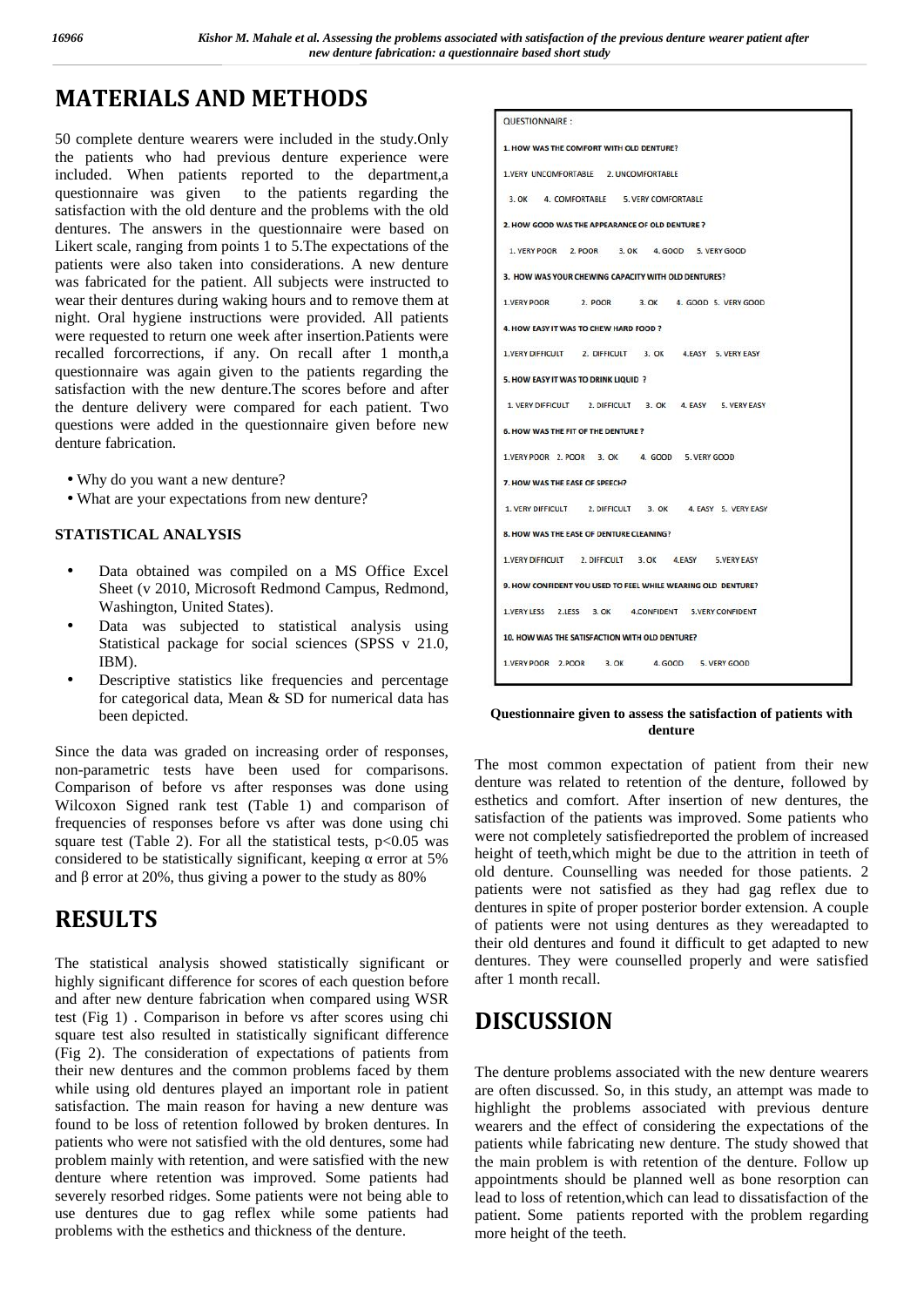## MATERIALS AND METHODS

50 complete denture wearers were included in the study.Only the patients who had previous denture experience were included. When patients reported to the department,a questionnaire was given to the patients regarding the satisfaction with the old denture and the problems with the old dentures. The answers in the questionnaire were based on Likert scale, ranging from points 1 to 5.The expectations of the patients were also taken into considerations. A new denture was fabricated for the patient. All subjects were instructed to wear their dentures during waking hours and to remove them at night. Oral hygiene instructions were provided. All patients were requested to return one week after insertion.Patients were recalled forcorrections, if any. On recall after 1 month,a questionnaire was again given to the patients regarding the satisfaction with the new denture.The scores before and after the denture delivery were compared for each patient. Two questions were added in the questionnaire given before new denture fabrication.

- Why do you want a new denture?
- What are your expectations from new denture?

### STATISTICAL ANALYSIS

- Data obtained was compiled on a MS Office Excel Sheet (v 2010, Microsoft Redmond Campus, Redmond, Washington, United States).
- Data was subjected to statistical analysis using Statistical package for social sciences (SPSS v 21.0, IBM).
- Descriptive statistics like frequencies and percentage for categorical data, Mean & SD for numerical data has been depicted.

Since the data was graded on increasing order of responses, non-parametric tests have been used for comparisons. Comparison of before vs after responses was done using Wilcoxon Signed rank test (Table 1) and comparison of frequencies of responses before vs after was done using chi square test (Table 2). For all the statistical tests, $p<0.05$ was considered to be statistically significant, keeping α error at 5% and β error at 20%, thus giving a power to the study as 80%

## RESULTS

The statistical analysis showed statistically significant or highly significant difference for scores of each question before and after new denture fabrication when compared using WSR test (Fig 1) . Comparison in before vs after scores using chi square test also resulted in statistically significant difference (Fig 2). The consideration of expectations of patients from their new dentures and the common problems faced by them while using old dentures played an important role in patient satisfaction. The main reason for having a new denture was found to be loss of retention followed by broken dentures. In patients who were not satisfied with the old dentures, some had problem mainly with retention, and were satisfied with the new denture where retention was improved. Some patients had severely resorbed ridges. Some patients were not being able to use dentures due to gag reflex while some patients had problems with the esthetics and thickness of the denture.

QUESTIONNAIRE :

**1. HOW WAS THE COMFORT WITH OLD DENTURE?**

1.VERY UNCOMFORTABLE 2. UNCOMFORTABLE 3. OK 4. COMFORTABLE 5. VERY COMFORTABLE

**2. HOW GOOD WAS THE APPEARANCE OF OLD DENTURE ?**

1. VERY POOR 2. POOR 3. OK 4. GOOD 5. VERY GOOD

**3. HOW WAS YOUR CHEWING CAPACITY WITH OLD DENTURES?**

1.VERY POOR 2. POOR 3. OK 4. GOOD 5. VERY GOOD

**4. HOW EASY IT WAS TO CHEW HARD FOOD ?**

1.VERY DIFFICULT 2. DIFFICULT 3. OK 4.EASY 5. VERY EASY

**5. HOW EASY IT WAS TO DRINK LIQUID ?**

1. VERY DIFFICULT 2. DIFFICULT 3. OK 4. EASY 5. VERY EASY

**6. HOW WAS THE FIT OF THE DENTURE ?**

1.VERY POOR 2. POOR 3. OK 4. GOOD 5. VERY GOOD

**7. HOW WAS THE EASE OF SPEECH?**

1. VERY DIFFICULT 2. DIFFICULT 3. OK 4. EASY 5. VERY EASY

**8. HOW WAS THE EASE OF DENTURE CLEANING?**

1.VERY DIFFICULT 2. DIFFICULT 3. OK 4.EASY 5.VERY EASY

**9. HOW CONFIDENT YOU USED TO FEEL WHILE WEARING OLD DENTURE?**

1.VERY LESS 2.LESS 3. OK 4.CONFIDENT 5.VERY CONFIDENT

**10. HOW WAS THE SATISFACTION WITH OLD DENTURE?**

1.VERY POOR 2.POOR 3. OK 4. GOOD 5. VERY GOOD

**Questionnaire given to assess the satisfaction of patients with denture**

The most common expectation of patient from their new denture was related to retention of the denture, followed by esthetics and comfort. After insertion of new dentures, the satisfaction of the patients was improved. Some patients who were not completely satisfiedreported the problem of increased height of teeth,which might be due to the attrition in teeth of old denture. Counselling was needed for those patients. 2 patients were not satisfied as they had gag reflex due to dentures in spite of proper posterior border extension. A couple of patients were not using dentures as they wereadapted to their old dentures and found it difficult to get adapted to new dentures. They were counselled properly and were satisfied after 1 month recall.

## DISCUSSION

The denture problems associated with the new denture wearers are often discussed. So, in this study, an attempt was made to highlight the problems associated with previous denture wearers and the effect of considering the expectations of the patients while fabricating new denture. The study showed that the main problem is with retention of the denture. Follow up appointments should be planned well as bone resorption can lead to loss of retention,which can lead to dissatisfaction of the patient. Some patients reported with the problem regarding more height of the teeth.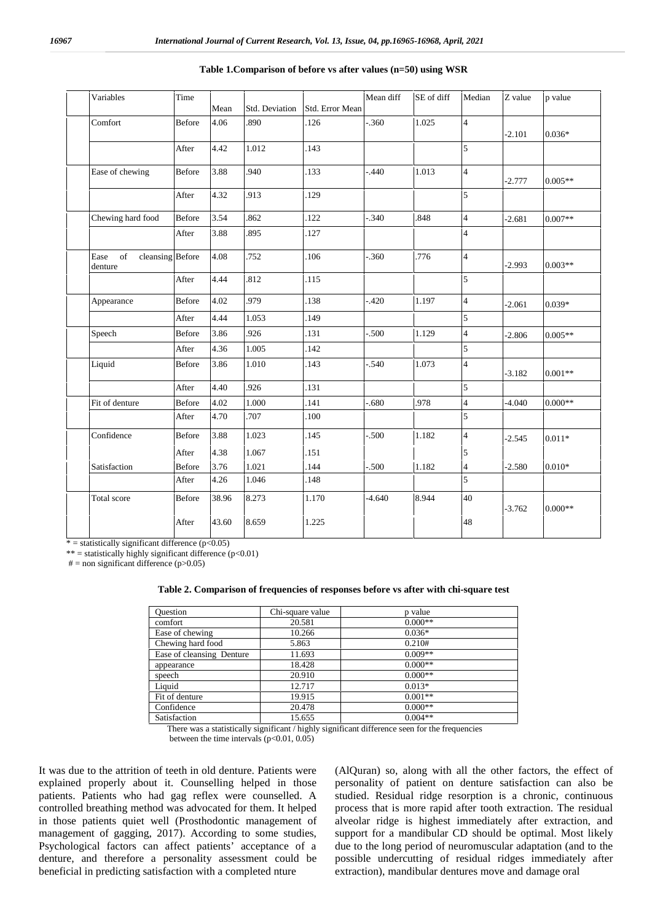**Table 1.Comparison of before vs after values (n=50) using WSR**

| Variables | Time | Mean | Std. Deviation | Std. Error Mean | Mean diff | SE of diff | Median | Z value | p value |
|---|---|---|---|---|---|---|---|---|---|
| Comfort | Before | 4.06 | .890 | .126 | -.360 | 1.025 | 4 | -2.101 | 0.036* |
| | After | 4.42 | 1.012 | .143 | | | 5 | | |
| Ease of chewing | Before | 3.88 | .940 | .133 | -.440 | 1.013 | 4 | -2.777 | 0.005** |
| | After | 4.32 | .913 | .129 | | | 5 | | |
| Chewing hard food | Before | 3.54 | .862 | .122 | -.340 | .848 | 4 | -2.681 | 0.007** |
| | After | 3.88 | .895 | .127 | | | 4 | | |
| Ease of cleansing denture | Before | 4.08 | .752 | .106 | -.360 | .776 | 4 | -2.993 | 0.003** |
| | After | 4.44 | .812 | .115 | | | 5 | | |
| Appearance | Before | 4.02 | .979 | .138 | -.420 | 1.197 | 4 | -2.061 | 0.039* |
| | After | 4.44 | 1.053 | .149 | | | 5 | | |
| Speech | Before | 3.86 | .926 | .131 | -.500 | 1.129 | 4 | -2.806 | 0.005** |
| | After | 4.36 | 1.005 | .142 | | | 5 | | |
| Liquid | Before | 3.86 | 1.010 | .143 | -.540 | 1.073 | 4 | -3.182 | 0.001** |
| | After | 4.40 | .926 | .131 | | | 5 | | |
| Fit of denture | Before | 4.02 | 1.000 | .141 | -.680 | .978 | 4 | -4.040 | 0.000** |
| | After | 4.70 | .707 | .100 | | | 5 | | |
| Confidence | Before | 3.88 | 1.023 | .145 | -.500 | 1.182 | 4 | -2.545 | 0.011* |
| | After | 4.38 | 1.067 | .151 | | | 5 | | |
| Satisfaction | Before | 3.76 | 1.021 | .144 | -.500 | 1.182 | 4 | -2.580 | 0.010* |
| | After | 4.26 | 1.046 | .148 | | | 5 | | |
| Total score | Before | 38.96 | 8.273 | 1.170 | -4.640 | 8.944 | 40 | -3.762 | 0.000** |
| | After | 43.60 | 8.659 | 1.225 | | | 48 | | |

* = statistically significant difference ($p<0.05$)
** = statistically highly significant difference ($p<0.01$)
# = non significant difference ($p>0.05$)

**Table 2. Comparison of frequencies of responses before vs after with chi-square test**

| Question | Chi-square value | p value |
|---|---|---|
| comfort | 20.581 | 0.000** |
| Ease of chewing | 10.266 | 0.036* |
| Chewing hard food | 5.863 | 0.210# |
| Ease of cleansing Denture | 11.693 | 0.009** |
| appearance | 18.428 | 0.000** |
| speech | 20.910 | 0.000** |
| Liquid | 12.717 | 0.013* |
| Fit of denture | 19.915 | 0.001** |
| Confidence | 20.478 | 0.000** |
| Satisfaction | 15.655 | 0.004** |

There was a statistically significant / highly significant difference seen for the frequencies between the time intervals ($p<0.01, 0.05$)

It was due to the attrition of teeth in old denture. Patients were explained properly about it. Counselling helped in those patients. Patients who had gag reflex were counselled. A controlled breathing method was advocated for them. It helped in those patients quiet well (Prosthodontic management of management of gagging, 2017). According to some studies, Psychological factors can affect patients' acceptance of a denture, and therefore a personality assessment could be beneficial in predicting satisfaction with a completed nture (AlQuran) so, along with all the other factors, the effect of personality of patient on denture satisfaction can also be studied. Residual ridge resorption is a chronic, continuous process that is more rapid after tooth extraction. The residual alveolar ridge is highest immediately after extraction, and support for a mandibular CD should be optimal. Most likely due to the long period of neuromuscular adaptation (and to the possible undercutting of residual ridges immediately after extraction), mandibular dentures move and damage oral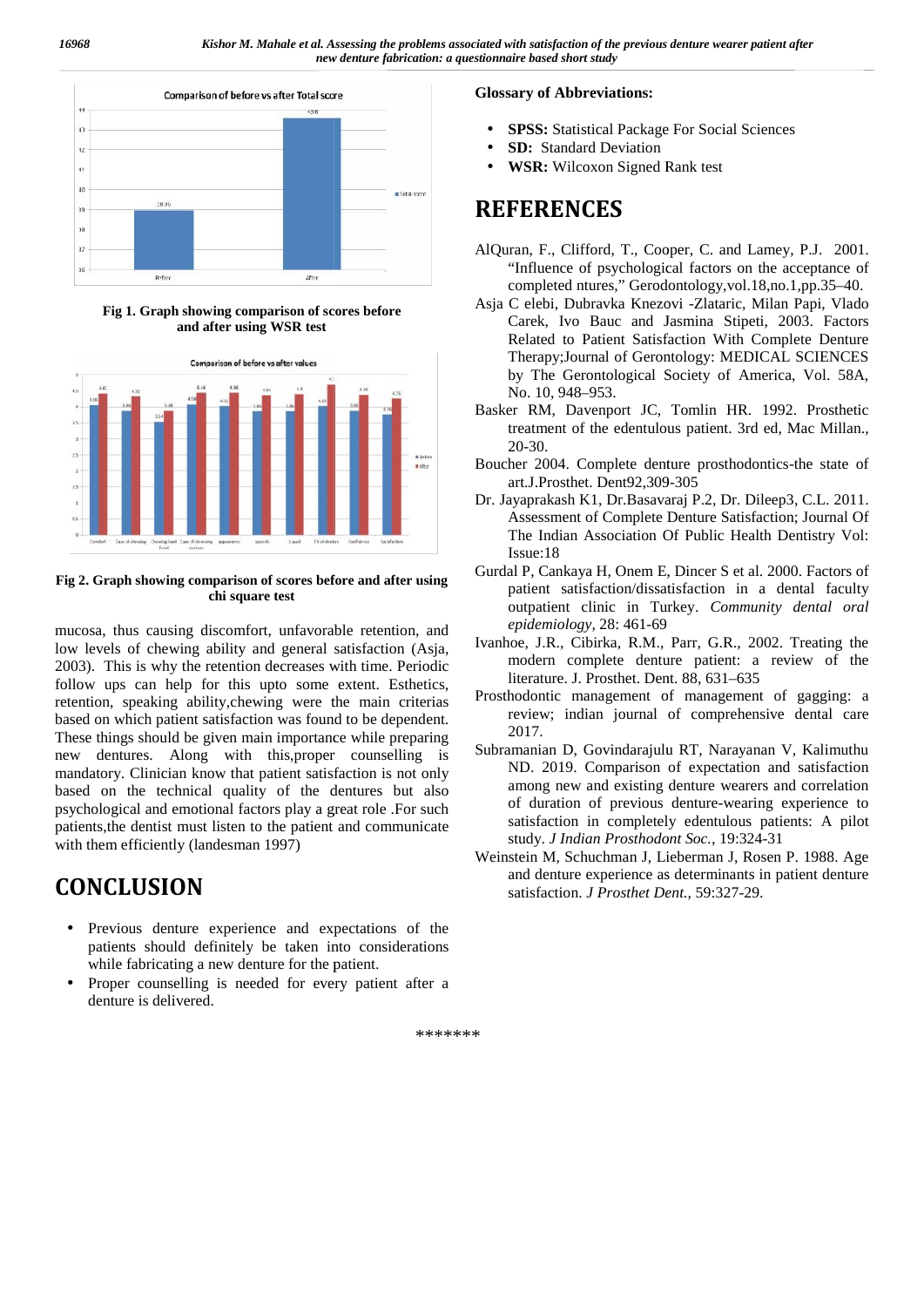Comparison of before vs after Total score

44
43
42
41
40
39
38
37
36

38.96

43.6

Before

After

Total score

**Fig 1. Graph showing comparison of scores before and after using WSR test**

Comparison of before vs after values

4.42
4.08
3.88
4.32
3.54
3.88
4.14
4.08
4.44
4.02
4.34
3.86
3.86
4.4
4.02
4.2
4.38
3.88
3.78
4.26

Comfort
Ease of chewing
Chewing hard food
Ease of cleansing denture
appearance
speech
Liquid
Fit of denture
Confidence
Satisfaction

Before
After

**Fig 2. Graph showing comparison of scores before and after using chi square test**

mucosa, thus causing discomfort, unfavorable retention, and low levels of chewing ability and general satisfaction (Asja, 2003). This is why the retention decreases with time. Periodic follow ups can help for this upto some extent. Esthetics, retention, speaking ability,chewing were the main criterias based on which patient satisfaction was found to be dependent. These things should be given main importance while preparing new dentures. Along with this,proper counselling is mandatory. Clinician know that patient satisfaction is not only based on the technical quality of the dentures but also psychological and emotional factors play a great role .For such patients,the dentist must listen to the patient and communicate with them efficiently (landesman 1997)

# CONCLUSION

- Previous denture experience and expectations of the patients should definitely be taken into considerations while fabricating a new denture for the patient.
- Proper counselling is needed for every patient after a denture is delivered.

## Glossary of Abbreviations:

- **SPSS:** Statistical Package For Social Sciences
- **SD:** Standard Deviation
- **WSR:** Wilcoxon Signed Rank test

# REFERENCES

AlQuran, F., Clifford, T., Cooper, C. and Lamey, P.J. 2001. "Influence of psychological factors on the acceptance of completed ntures," Gerodontology,vol.18,no.1,pp.35–40.

Asja C elebi, Dubravka Knezovi -Zlataric, Milan Papi, Vlado Carek, Ivo Bauc and Jasmina Stipeti, 2003. Factors Related to Patient Satisfaction With Complete Denture Therapy;Journal of Gerontology: MEDICAL SCIENCES by The Gerontological Society of America, Vol. 58A, No. 10, 948–953.

Basker RM, Davenport JC, Tomlin HR. 1992. Prosthetic treatment of the edentulous patient. 3rd ed, Mac Millan., 20-30.

Boucher 2004. Complete denture prosthodontics-the state of art.J.Prosthet. Dent92,309-305

Dr. Jayaprakash K1, Dr.Basavaraj P.2, Dr. Dileep3, C.L. 2011. Assessment of Complete Denture Satisfaction; Journal Of The Indian Association Of Public Health Dentistry Vol: Issue:18

Gurdal P, Cankaya H, Onem E, Dincer S et al. 2000. Factors of patient satisfaction/dissatisfaction in a dental faculty outpatient clinic in Turkey. *Community dental oral epidemiology,* 28: 461-69

Ivanhoe, J.R., Cibirka, R.M., Parr, G.R., 2002. Treating the modern complete denture patient: a review of the literature. J. Prosthet. Dent. 88, 631–635

Prosthodontic management of management of gagging: a review; indian journal of comprehensive dental care 2017.

Subramanian D, Govindarajulu RT, Narayanan V, Kalimuthu ND. 2019. Comparison of expectation and satisfaction among new and existing denture wearers and correlation of duration of previous denture-wearing experience to satisfaction in completely edentulous patients: A pilot study. *J Indian Prosthodont Soc.,* 19:324-31

Weinstein M, Schuchman J, Lieberman J, Rosen P. 1988. Age and denture experience as determinants in patient denture satisfaction. *J Prosthet Dent.,* 59:327-29.

*******